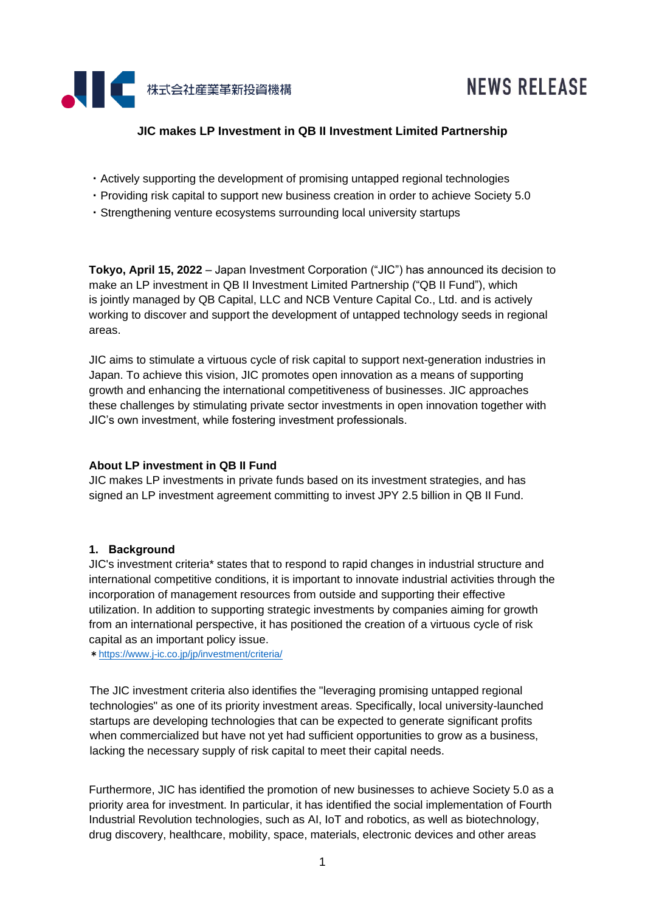株式会社産業革新投資機構

NEWS RELEASE

# JIC makes LP Investment in QB II Investment Limited Partnership

・Actively supporting the development of promising untapped regional technologies
・Providing risk capital to support new business creation in order to achieve Society 5.0
・Strengthening venture ecosystems surrounding local university startups

**Tokyo, April 15, 2022** – Japan Investment Corporation ("JIC") has announced its decision to make an LP investment in QB II Investment Limited Partnership ("QB II Fund"), which is jointly managed by QB Capital, LLC and NCB Venture Capital Co., Ltd. and is actively working to discover and support the development of untapped technology seeds in regional areas.

JIC aims to stimulate a virtuous cycle of risk capital to support next-generation industries in Japan. To achieve this vision, JIC promotes open innovation as a means of supporting growth and enhancing the international competitiveness of businesses. JIC approaches these challenges by stimulating private sector investments in open innovation together with JIC's own investment, while fostering investment professionals.

**About LP investment in QB II Fund**
JIC makes LP investments in private funds based on its investment strategies, and has signed an LP investment agreement committing to invest JPY 2.5 billion in QB II Fund.

**1. Background**
JIC's investment criteria* states that to respond to rapid changes in industrial structure and international competitive conditions, it is important to innovate industrial activities through the incorporation of management resources from outside and supporting their effective utilization. In addition to supporting strategic investments by companies aiming for growth from an international perspective, it has positioned the creation of a virtuous cycle of risk capital as an important policy issue.
＊https://www.j-ic.co.jp/jp/investment/criteria/

The JIC investment criteria also identifies the "leveraging promising untapped regional technologies" as one of its priority investment areas. Specifically, local university-launched startups are developing technologies that can be expected to generate significant profits when commercialized but have not yet had sufficient opportunities to grow as a business, lacking the necessary supply of risk capital to meet their capital needs.

Furthermore, JIC has identified the promotion of new businesses to achieve Society 5.0 as a priority area for investment. In particular, it has identified the social implementation of Fourth Industrial Revolution technologies, such as AI, IoT and robotics, as well as biotechnology, drug discovery, healthcare, mobility, space, materials, electronic devices and other areas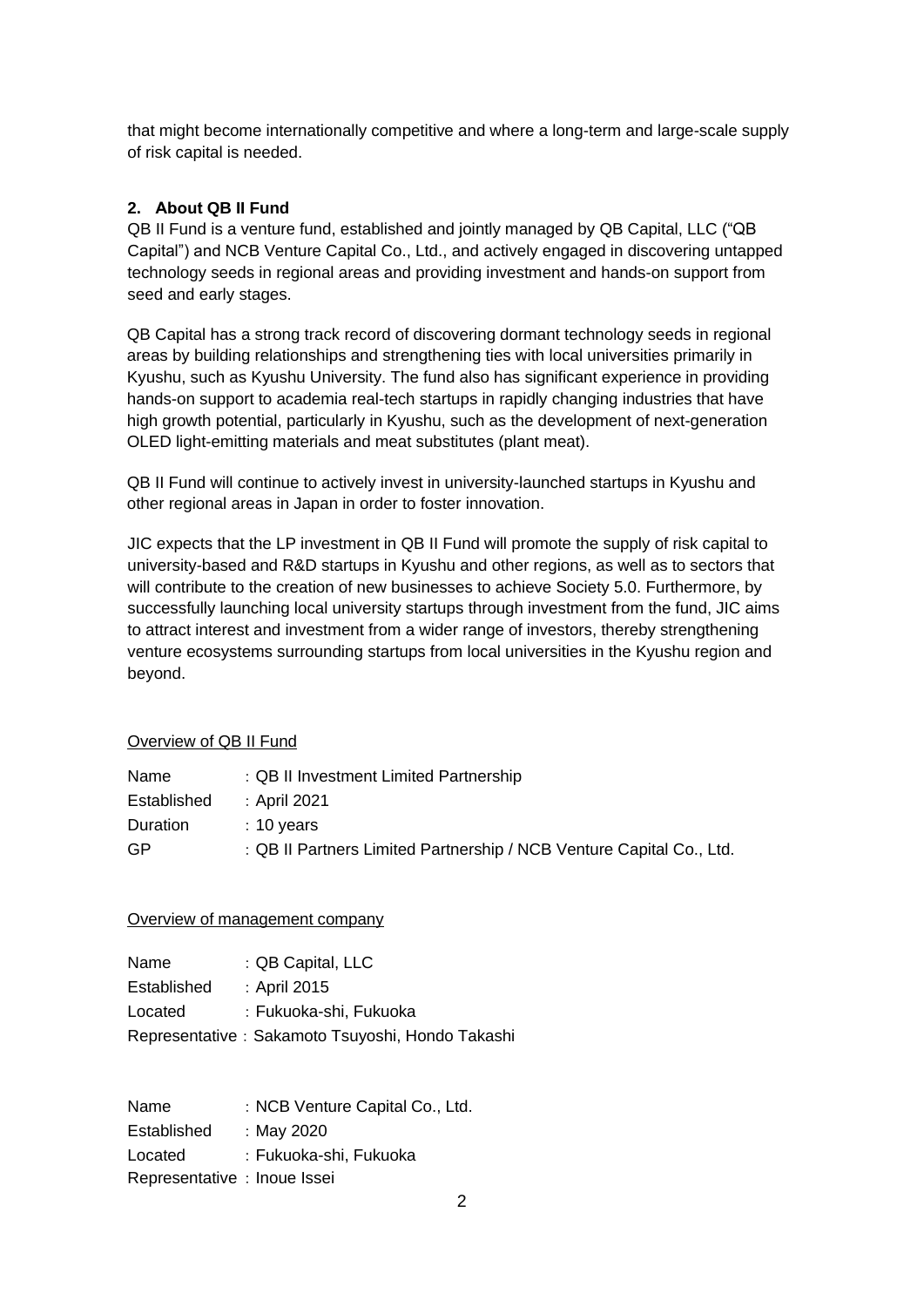that might become internationally competitive and where a long-term and large-scale supply of risk capital is needed.

**2. About QB II Fund**

QB II Fund is a venture fund, established and jointly managed by QB Capital, LLC ("QB Capital") and NCB Venture Capital Co., Ltd., and actively engaged in discovering untapped technology seeds in regional areas and providing investment and hands-on support from seed and early stages.

QB Capital has a strong track record of discovering dormant technology seeds in regional areas by building relationships and strengthening ties with local universities primarily in Kyushu, such as Kyushu University. The fund also has significant experience in providing hands-on support to academia real-tech startups in rapidly changing industries that have high growth potential, particularly in Kyushu, such as the development of next-generation OLED light-emitting materials and meat substitutes (plant meat).

QB II Fund will continue to actively invest in university-launched startups in Kyushu and other regional areas in Japan in order to foster innovation.

JIC expects that the LP investment in QB II Fund will promote the supply of risk capital to university-based and R&D startups in Kyushu and other regions, as well as to sectors that will contribute to the creation of new businesses to achieve Society 5.0. Furthermore, by successfully launching local university startups through investment from the fund, JIC aims to attract interest and investment from a wider range of investors, thereby strengthening venture ecosystems surrounding startups from local universities in the Kyushu region and beyond.

Overview of QB II Fund

Name : QB II Investment Limited Partnership
Established : April 2021
Duration : 10 years
GP : QB II Partners Limited Partnership / NCB Venture Capital Co., Ltd.

Overview of management company

Name : QB Capital, LLC
Established : April 2015
Located : Fukuoka-shi, Fukuoka
Representative : Sakamoto Tsuyoshi, Hondo Takashi

Name : NCB Venture Capital Co., Ltd.
Established : May 2020
Located : Fukuoka-shi, Fukuoka
Representative : Inoue Issei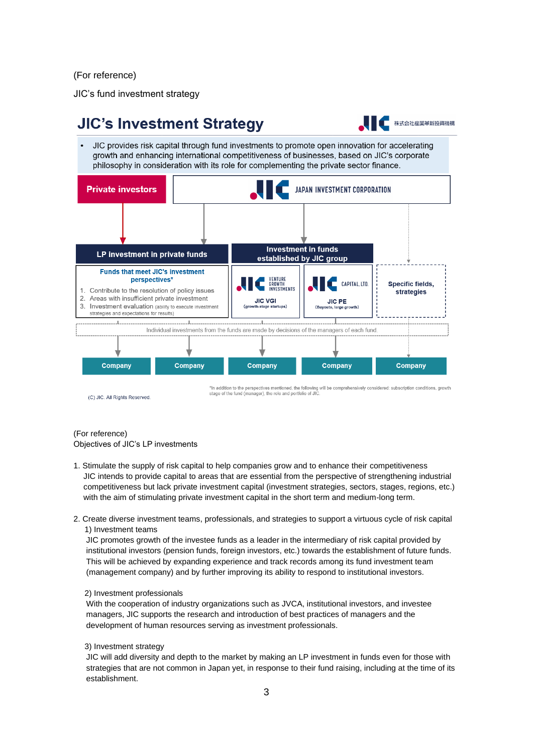(For reference)

JIC's fund investment strategy

## JIC's Investment Strategy

- JIC provides risk capital through fund investments to promote open innovation for accelerating growth and enhancing international competitiveness of businesses, based on JIC's corporate philosophy in consideration with its role for complementing the private sector finance.

**Private investors**

JAPAN INVESTMENT CORPORATION

**LP investment in private funds**

**Funds that meet JIC's investment perspectives***

1. Contribute to the resolution of policy issues
2. Areas with insufficient private investment
3. Investment evaluation (ability to execute investment strategies and expectations for results)

**Investment in funds established by JIC group**

VENTURE GROWTH INVESTMENTS
JIC VGI
(growth-stage startups)

CAPITAL, LTD.
JIC PE
(Buyouts, large growth)

**Specific fields, strategies**

Individual investments from the funds are made by decisions of the managers of each fund.

Company | Company | Company | Company | Company

*In addition to the perspectives mentioned, the following will be comprehensively considered: subscription conditions, growth stage of the fund (manager), the role and portfolio of JIC.

(C) JIC. All Rights Reserved.

(For reference)
Objectives of JIC's LP investments

1. Stimulate the supply of risk capital to help companies grow and to enhance their competitiveness
   JIC intends to provide capital to areas that are essential from the perspective of strengthening industrial competitiveness but lack private investment capital (investment strategies, sectors, stages, regions, etc.) with the aim of stimulating private investment capital in the short term and medium-long term.

2. Create diverse investment teams, professionals, and strategies to support a virtuous cycle of risk capital
   1) Investment teams
   JIC promotes growth of the investee funds as a leader in the intermediary of risk capital provided by institutional investors (pension funds, foreign investors, etc.) towards the establishment of future funds. This will be achieved by expanding experience and track records among its fund investment team (management company) and by further improving its ability to respond to institutional investors.

   2) Investment professionals
   With the cooperation of industry organizations such as JVCA, institutional investors, and investee managers, JIC supports the research and introduction of best practices of managers and the development of human resources serving as investment professionals.

   3) Investment strategy
   JIC will add diversity and depth to the market by making an LP investment in funds even for those with strategies that are not common in Japan yet, in response to their fund raising, including at the time of its establishment.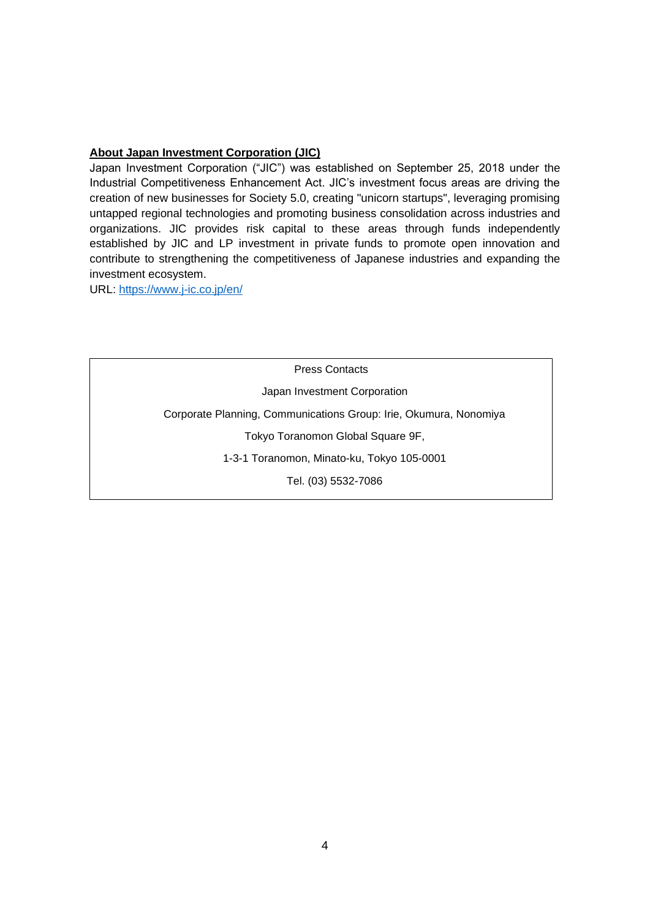**About Japan Investment Corporation (JIC)**

Japan Investment Corporation ("JIC") was established on September 25, 2018 under the Industrial Competitiveness Enhancement Act. JIC's investment focus areas are driving the creation of new businesses for Society 5.0, creating "unicorn startups", leveraging promising untapped regional technologies and promoting business consolidation across industries and organizations. JIC provides risk capital to these areas through funds independently established by JIC and LP investment in private funds to promote open innovation and contribute to strengthening the competitiveness of Japanese industries and expanding the investment ecosystem.

URL: https://www.j-ic.co.jp/en/

| |
|---|
| Press Contacts |
| Japan Investment Corporation |
| Corporate Planning, Communications Group: Irie, Okumura, Nonomiya |
| Tokyo Toranomon Global Square 9F, |
| 1-3-1 Toranomon, Minato-ku, Tokyo 105-0001 |
| Tel. (03) 5532-7086 |